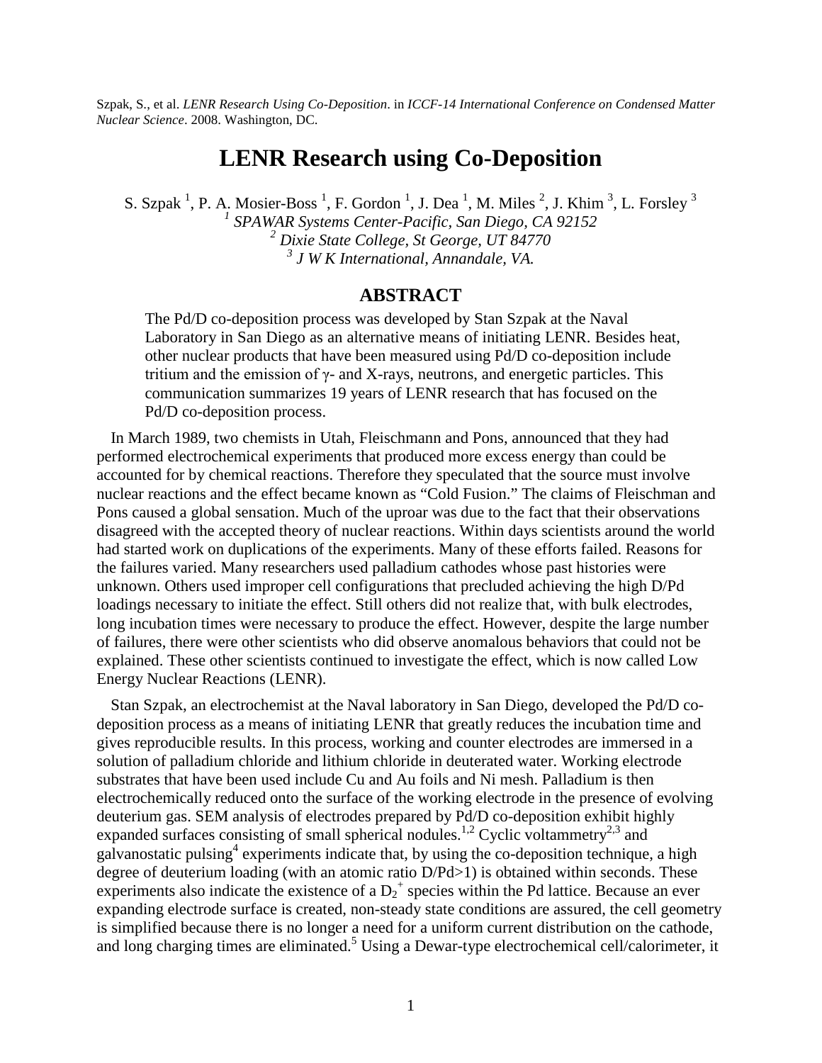Szpak, S., et al. *LENR Research Using Co-Deposition*. in *ICCF-14 International Conference on Condensed Matter Nuclear Science*. 2008. Washington, DC.

# LENR Research using Co-Deposition

S. Szpak [1], P. A. Mosier-Boss [1], F. Gordon [1], J. Dea [1], M. Miles [2], J. Khim [3], L. Forsley [3]

[1] *SPAWAR Systems Center-Pacific, San Diego, CA 92152*

[2] *Dixie State College, St George, UT 84770*

[3] *J W K International, Annandale, VA.*

## ABSTRACT

The Pd/D co-deposition process was developed by Stan Szpak at the Naval Laboratory in San Diego as an alternative means of initiating LENR. Besides heat, other nuclear products that have been measured using Pd/D co-deposition include tritium and the emission of γ- and X-rays, neutrons, and energetic particles. This communication summarizes 19 years of LENR research that has focused on the Pd/D co-deposition process.

In March 1989, two chemists in Utah, Fleischmann and Pons, announced that they had performed electrochemical experiments that produced more excess energy than could be accounted for by chemical reactions. Therefore they speculated that the source must involve nuclear reactions and the effect became known as "Cold Fusion." The claims of Fleischman and Pons caused a global sensation. Much of the uproar was due to the fact that their observations disagreed with the accepted theory of nuclear reactions. Within days scientists around the world had started work on duplications of the experiments. Many of these efforts failed. Reasons for the failures varied. Many researchers used palladium cathodes whose past histories were unknown. Others used improper cell configurations that precluded achieving the high D/Pd loadings necessary to initiate the effect. Still others did not realize that, with bulk electrodes, long incubation times were necessary to produce the effect. However, despite the large number of failures, there were other scientists who did observe anomalous behaviors that could not be explained. These other scientists continued to investigate the effect, which is now called Low Energy Nuclear Reactions (LENR).

Stan Szpak, an electrochemist at the Naval laboratory in San Diego, developed the Pd/D co-deposition process as a means of initiating LENR that greatly reduces the incubation time and gives reproducible results. In this process, working and counter electrodes are immersed in a solution of palladium chloride and lithium chloride in deuterated water. Working electrode substrates that have been used include Cu and Au foils and Ni mesh. Palladium is then electrochemically reduced onto the surface of the working electrode in the presence of evolving deuterium gas. SEM analysis of electrodes prepared by Pd/D co-deposition exhibit highly expanded surfaces consisting of small spherical nodules.[1,2] Cyclic voltammetry[2,3] and galvanostatic pulsing[4] experiments indicate that, by using the co-deposition technique, a high degree of deuterium loading (with an atomic ratio D/Pd>1) is obtained within seconds. These experiments also indicate the existence of a $D_2^+$ species within the Pd lattice. Because an ever expanding electrode surface is created, non-steady state conditions are assured, the cell geometry is simplified because there is no longer a need for a uniform current distribution on the cathode, and long charging times are eliminated.[5] Using a Dewar-type electrochemical cell/calorimeter, it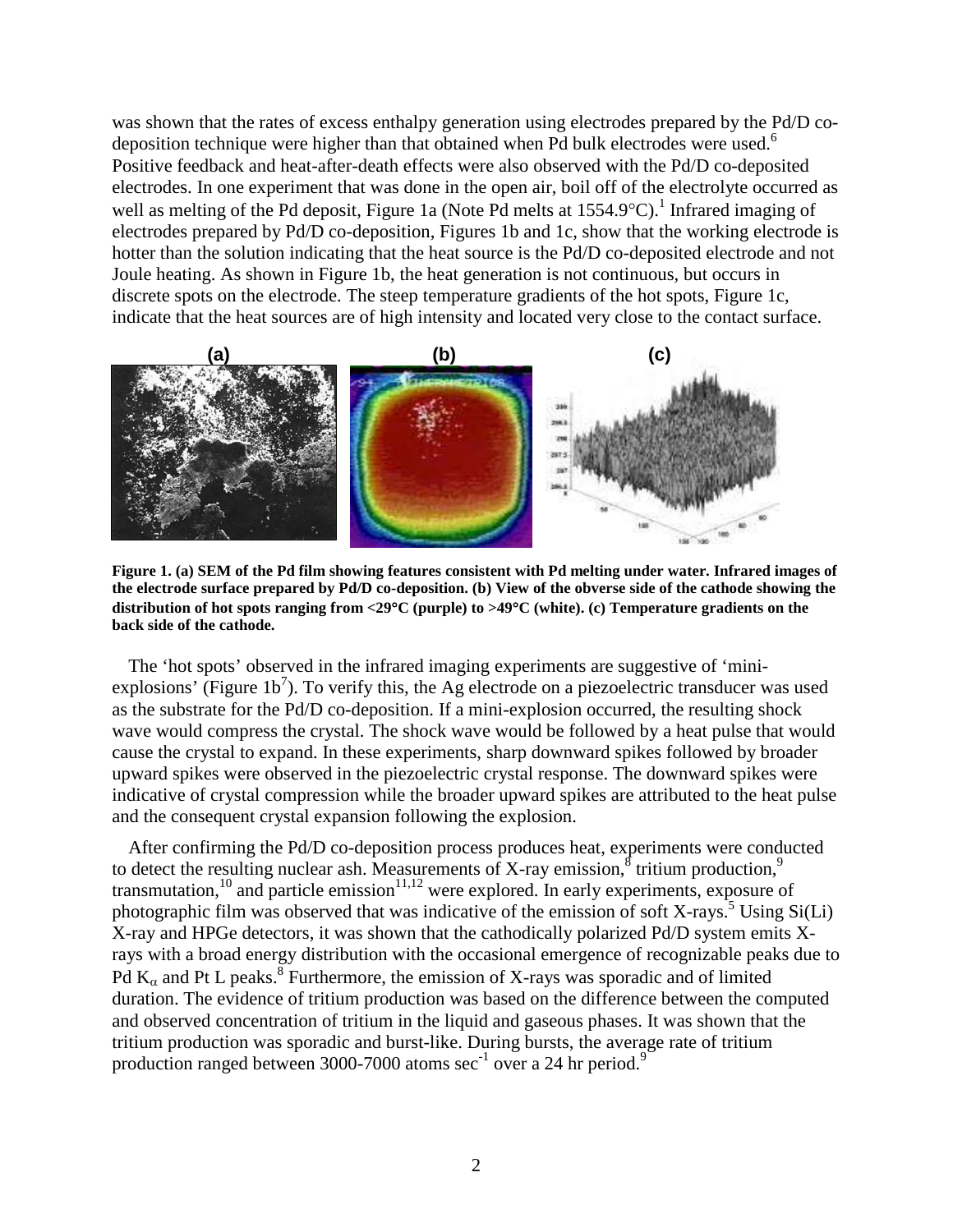was shown that the rates of excess enthalpy generation using electrodes prepared by the Pd/D co-deposition technique were higher than that obtained when Pd bulk electrodes were used.[6] Positive feedback and heat-after-death effects were also observed with the Pd/D co-deposited electrodes. In one experiment that was done in the open air, boil off of the electrolyte occurred as well as melting of the Pd deposit, Figure 1a (Note Pd melts at 1554.9°C).[1] Infrared imaging of electrodes prepared by Pd/D co-deposition, Figures 1b and 1c, show that the working electrode is hotter than the solution indicating that the heat source is the Pd/D co-deposited electrode and not Joule heating. As shown in Figure 1b, the heat generation is not continuous, but occurs in discrete spots on the electrode. The steep temperature gradients of the hot spots, Figure 1c, indicate that the heat sources are of high intensity and located very close to the contact surface.

**Figure 1. (a) SEM of the Pd film showing features consistent with Pd melting under water. Infrared images of the electrode surface prepared by Pd/D co-deposition. (b) View of the obverse side of the cathode showing the distribution of hot spots ranging from <29°C (purple) to >49°C (white). (c) Temperature gradients on the back side of the cathode.**

The 'hot spots' observed in the infrared imaging experiments are suggestive of 'mini-explosions' (Figure 1b[7]). To verify this, the Ag electrode on a piezoelectric transducer was used as the substrate for the Pd/D co-deposition. If a mini-explosion occurred, the resulting shock wave would compress the crystal. The shock wave would be followed by a heat pulse that would cause the crystal to expand. In these experiments, sharp downward spikes followed by broader upward spikes were observed in the piezoelectric crystal response. The downward spikes were indicative of crystal compression while the broader upward spikes are attributed to the heat pulse and the consequent crystal expansion following the explosion.

After confirming the Pd/D co-deposition process produces heat, experiments were conducted to detect the resulting nuclear ash. Measurements of X-ray emission,[8] tritium production,[9] transmutation,[10] and particle emission[11,12] were explored. In early experiments, exposure of photographic film was observed that was indicative of the emission of soft X-rays.[5] Using Si(Li) X-ray and HPGe detectors, it was shown that the cathodically polarized Pd/D system emits X-rays with a broad energy distribution with the occasional emergence of recognizable peaks due to Pd $K_\alpha$ and Pt L peaks.[8] Furthermore, the emission of X-rays was sporadic and of limited duration. The evidence of tritium production was based on the difference between the computed and observed concentration of tritium in the liquid and gaseous phases. It was shown that the tritium production was sporadic and burst-like. During bursts, the average rate of tritium production ranged between 3000-7000 atoms $sec^{-1}$ over a 24 hr period.[9]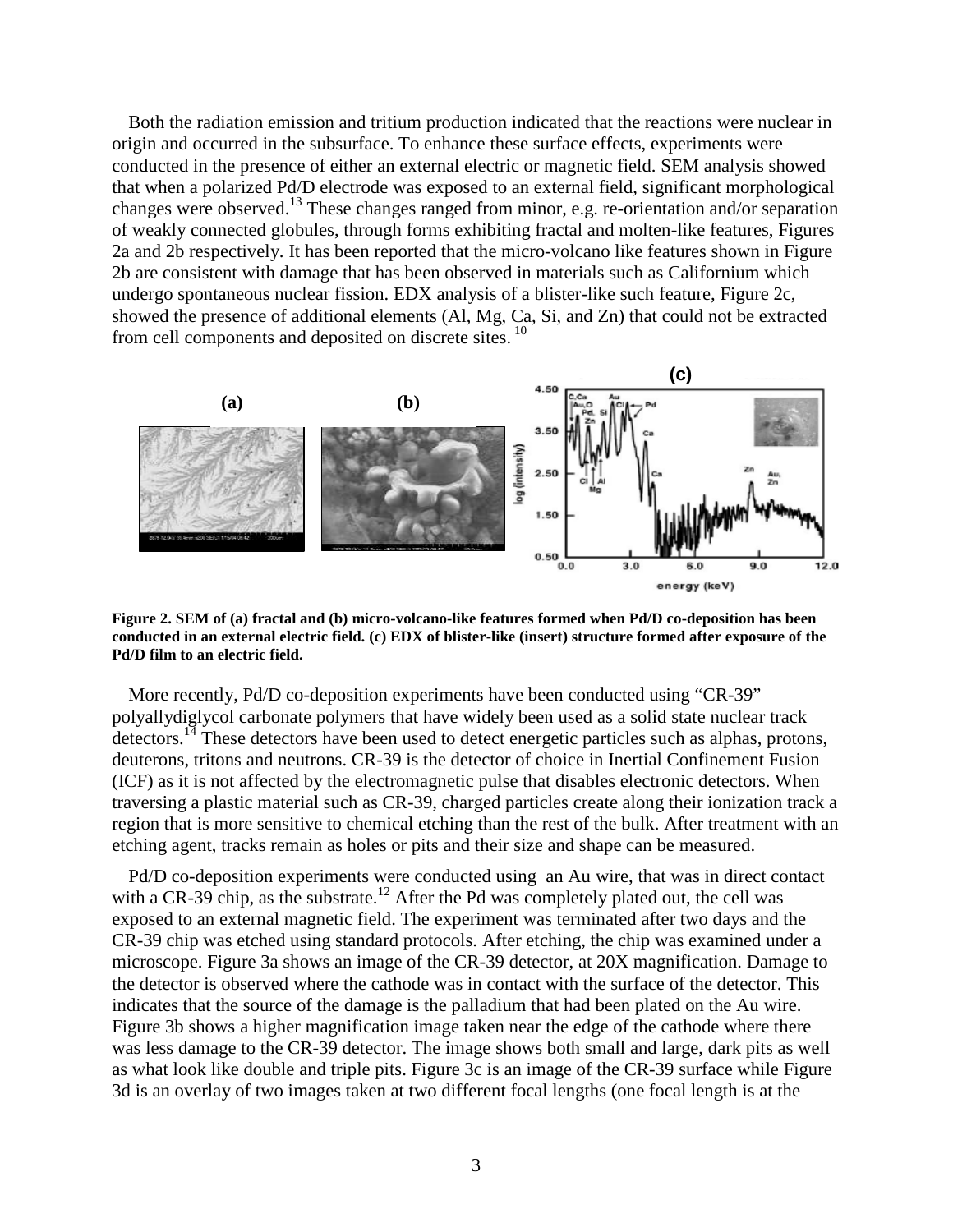Both the radiation emission and tritium production indicated that the reactions were nuclear in origin and occurred in the subsurface. To enhance these surface effects, experiments were conducted in the presence of either an external electric or magnetic field. SEM analysis showed that when a polarized Pd/D electrode was exposed to an external field, significant morphological changes were observed.[13] These changes ranged from minor, e.g. re-orientation and/or separation of weakly connected globules, through forms exhibiting fractal and molten-like features, Figures 2a and 2b respectively. It has been reported that the micro-volcano like features shown in Figure 2b are consistent with damage that has been observed in materials such as Californium which undergo spontaneous nuclear fission. EDX analysis of a blister-like such feature, Figure 2c, showed the presence of additional elements (Al, Mg, Ca, Si, and Zn) that could not be extracted from cell components and deposited on discrete sites.[10]

**Figure 2. SEM of (a) fractal and (b) micro-volcano-like features formed when Pd/D co-deposition has been conducted in an external electric field. (c) EDX of blister-like (insert) structure formed after exposure of the Pd/D film to an electric field.**

More recently, Pd/D co-deposition experiments have been conducted using "CR-39" polyallydiglycol carbonate polymers that have widely been used as a solid state nuclear track detectors.[14] These detectors have been used to detect energetic particles such as alphas, protons, deuterons, tritons and neutrons. CR-39 is the detector of choice in Inertial Confinement Fusion (ICF) as it is not affected by the electromagnetic pulse that disables electronic detectors. When traversing a plastic material such as CR-39, charged particles create along their ionization track a region that is more sensitive to chemical etching than the rest of the bulk. After treatment with an etching agent, tracks remain as holes or pits and their size and shape can be measured.

Pd/D co-deposition experiments were conducted using an Au wire, that was in direct contact with a CR-39 chip, as the substrate.[12] After the Pd was completely plated out, the cell was exposed to an external magnetic field. The experiment was terminated after two days and the CR-39 chip was etched using standard protocols. After etching, the chip was examined under a microscope. Figure 3a shows an image of the CR-39 detector, at 20X magnification. Damage to the detector is observed where the cathode was in contact with the surface of the detector. This indicates that the source of the damage is the palladium that had been plated on the Au wire. Figure 3b shows a higher magnification image taken near the edge of the cathode where there was less damage to the CR-39 detector. The image shows both small and large, dark pits as well as what look like double and triple pits. Figure 3c is an image of the CR-39 surface while Figure 3d is an overlay of two images taken at two different focal lengths (one focal length is at the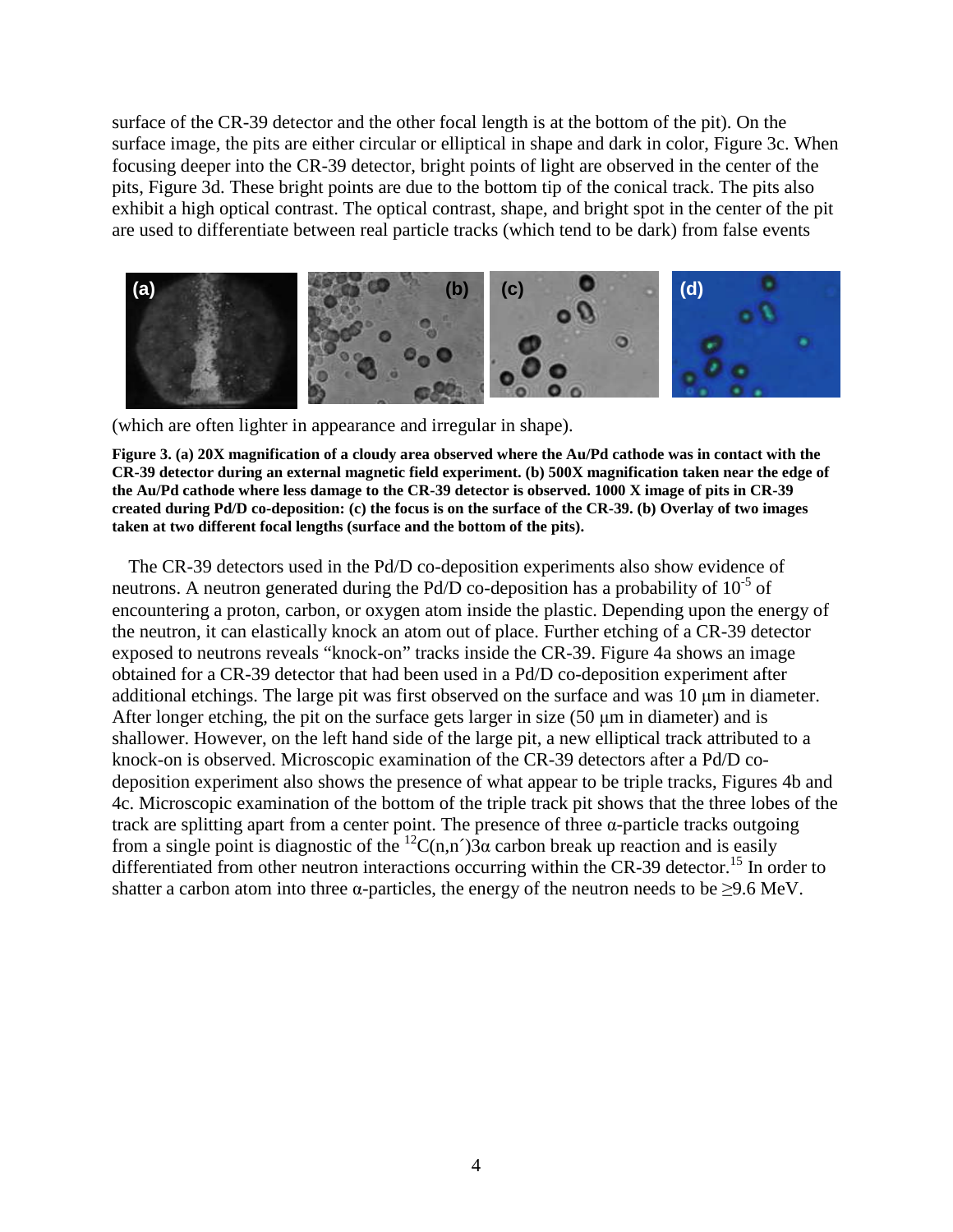surface of the CR-39 detector and the other focal length is at the bottom of the pit). On the surface image, the pits are either circular or elliptical in shape and dark in color, Figure 3c. When focusing deeper into the CR-39 detector, bright points of light are observed in the center of the pits, Figure 3d. These bright points are due to the bottom tip of the conical track. The pits also exhibit a high optical contrast. The optical contrast, shape, and bright spot in the center of the pit are used to differentiate between real particle tracks (which tend to be dark) from false events (which are often lighter in appearance and irregular in shape).

**Figure 3. (a) 20X magnification of a cloudy area observed where the Au/Pd cathode was in contact with the CR-39 detector during an external magnetic field experiment. (b) 500X magnification taken near the edge of the Au/Pd cathode where less damage to the CR-39 detector is observed. 1000 X image of pits in CR-39 created during Pd/D co-deposition: (c) the focus is on the surface of the CR-39. (b) Overlay of two images taken at two different focal lengths (surface and the bottom of the pits).**

The CR-39 detectors used in the Pd/D co-deposition experiments also show evidence of neutrons. A neutron generated during the Pd/D co-deposition has a probability of $10^{-5}$ of encountering a proton, carbon, or oxygen atom inside the plastic. Depending upon the energy of the neutron, it can elastically knock an atom out of place. Further etching of a CR-39 detector exposed to neutrons reveals "knock-on" tracks inside the CR-39. Figure 4a shows an image obtained for a CR-39 detector that had been used in a Pd/D co-deposition experiment after additional etchings. The large pit was first observed on the surface and was 10 μm in diameter. After longer etching, the pit on the surface gets larger in size (50 μm in diameter) and is shallower. However, on the left hand side of the large pit, a new elliptical track attributed to a knock-on is observed. Microscopic examination of the CR-39 detectors after a Pd/D co-deposition experiment also shows the presence of what appear to be triple tracks, Figures 4b and 4c. Microscopic examination of the bottom of the triple track pit shows that the three lobes of the track are splitting apart from a center point. The presence of three α-particle tracks outgoing from a single point is diagnostic of the $^{12}C(n,n')3\alpha$ carbon break up reaction and is easily differentiated from other neutron interactions occurring within the CR-39 detector.[15] In order to shatter a carbon atom into three α-particles, the energy of the neutron needs to be ≥9.6 MeV.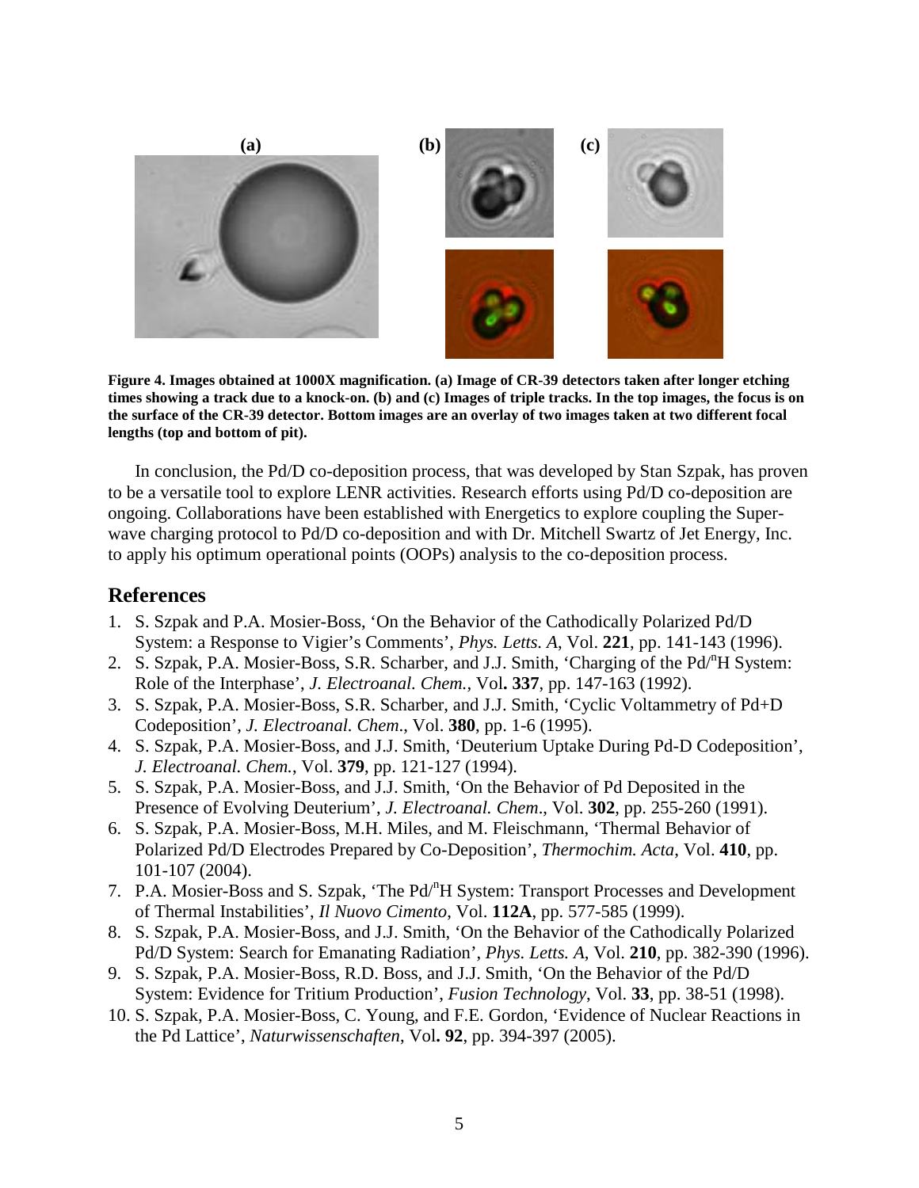**Figure 4. Images obtained at 1000X magnification. (a) Image of CR-39 detectors taken after longer etching times showing a track due to a knock-on. (b) and (c) Images of triple tracks. In the top images, the focus is on the surface of the CR-39 detector. Bottom images are an overlay of two images taken at two different focal lengths (top and bottom of pit).**

In conclusion, the Pd/D co-deposition process, that was developed by Stan Szpak, has proven to be a versatile tool to explore LENR activities. Research efforts using Pd/D co-deposition are ongoing. Collaborations have been established with Energetics to explore coupling the Super-wave charging protocol to Pd/D co-deposition and with Dr. Mitchell Swartz of Jet Energy, Inc. to apply his optimum operational points (OOPs) analysis to the co-deposition process.

## References

1. S. Szpak and P.A. Mosier-Boss, 'On the Behavior of the Cathodically Polarized Pd/D System: a Response to Vigier's Comments', *Phys. Letts. A*, Vol. **221**, pp. 141-143 (1996).
2. S. Szpak, P.A. Mosier-Boss, S.R. Scharber, and J.J. Smith, 'Charging of the Pd/$^n$H System: Role of the Interphase', *J. Electroanal. Chem.*, Vol**.** **337**, pp. 147-163 (1992).
3. S. Szpak, P.A. Mosier-Boss, S.R. Scharber, and J.J. Smith, 'Cyclic Voltammetry of Pd+D Codeposition', *J. Electroanal. Chem*., Vol. **380**, pp. 1-6 (1995).
4. S. Szpak, P.A. Mosier-Boss, and J.J. Smith, 'Deuterium Uptake During Pd-D Codeposition', *J. Electroanal. Chem.*, Vol. **379**, pp. 121-127 (1994).
5. S. Szpak, P.A. Mosier-Boss, and J.J. Smith, 'On the Behavior of Pd Deposited in the Presence of Evolving Deuterium', *J. Electroanal. Chem*., Vol. **302**, pp. 255-260 (1991).
6. S. Szpak, P.A. Mosier-Boss, M.H. Miles, and M. Fleischmann, 'Thermal Behavior of Polarized Pd/D Electrodes Prepared by Co-Deposition', *Thermochim. Acta*, Vol. **410**, pp. 101-107 (2004).
7. P.A. Mosier-Boss and S. Szpak, 'The Pd/$^n$H System: Transport Processes and Development of Thermal Instabilities', *Il Nuovo Cimento*, Vol. **112A**, pp. 577-585 (1999).
8. S. Szpak, P.A. Mosier-Boss, and J.J. Smith, 'On the Behavior of the Cathodically Polarized Pd/D System: Search for Emanating Radiation', *Phys. Letts. A*, Vol. **210**, pp. 382-390 (1996).
9. S. Szpak, P.A. Mosier-Boss, R.D. Boss, and J.J. Smith, 'On the Behavior of the Pd/D System: Evidence for Tritium Production', *Fusion Technology*, Vol. **33**, pp. 38-51 (1998).
10. S. Szpak, P.A. Mosier-Boss, C. Young, and F.E. Gordon, 'Evidence of Nuclear Reactions in the Pd Lattice', *Naturwissenschaften*, Vol**.** **92**, pp. 394-397 (2005).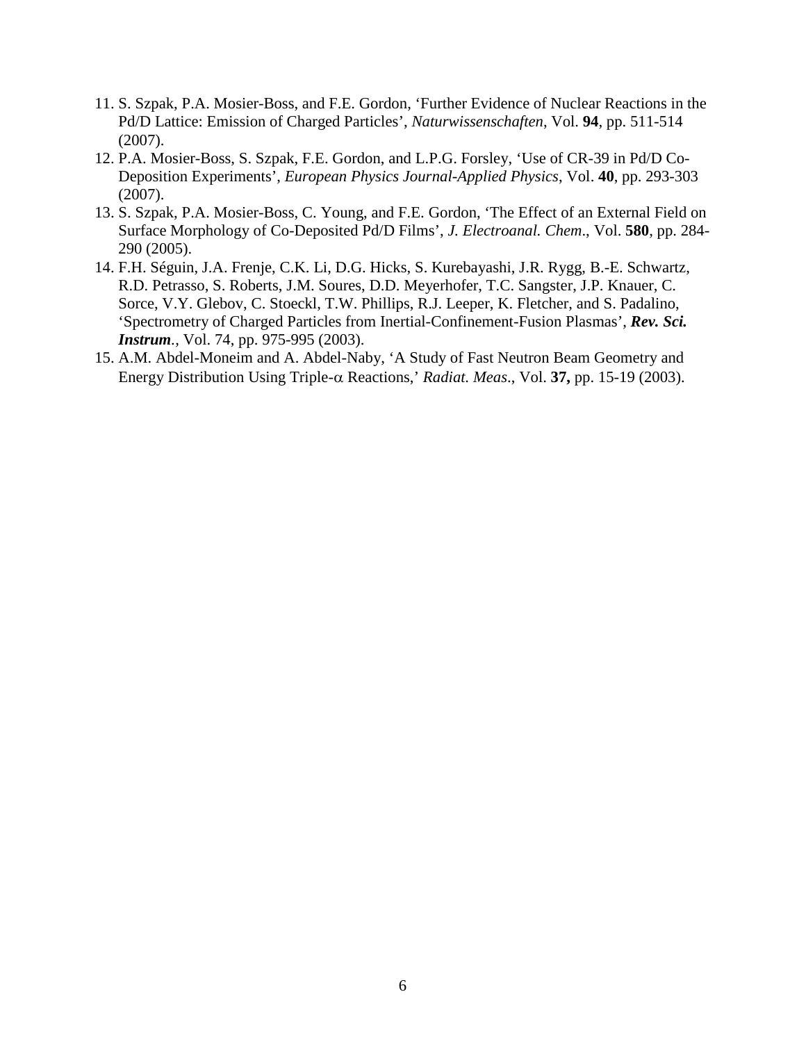11. S. Szpak, P.A. Mosier-Boss, and F.E. Gordon, 'Further Evidence of Nuclear Reactions in the Pd/D Lattice: Emission of Charged Particles', *Naturwissenschaften*, Vol. **94**, pp. 511-514 (2007).
12. P.A. Mosier-Boss, S. Szpak, F.E. Gordon, and L.P.G. Forsley, 'Use of CR-39 in Pd/D Co-Deposition Experiments', *European Physics Journal-Applied Physics*, Vol. **40**, pp. 293-303 (2007).
13. S. Szpak, P.A. Mosier-Boss, C. Young, and F.E. Gordon, 'The Effect of an External Field on Surface Morphology of Co-Deposited Pd/D Films', *J. Electroanal. Chem*., Vol. **580**, pp. 284-290 (2005).
14. F.H. Séguin, J.A. Frenje, C.K. Li, D.G. Hicks, S. Kurebayashi, J.R. Rygg, B.-E. Schwartz, R.D. Petrasso, S. Roberts, J.M. Soures, D.D. Meyerhofer, T.C. Sangster, J.P. Knauer, C. Sorce, V.Y. Glebov, C. Stoeckl, T.W. Phillips, R.J. Leeper, K. Fletcher, and S. Padalino, 'Spectrometry of Charged Particles from Inertial-Confinement-Fusion Plasmas', ***Rev. Sci. Instrum***., Vol. 74, pp. 975-995 (2003).
15. A.M. Abdel-Moneim and A. Abdel-Naby, 'A Study of Fast Neutron Beam Geometry and Energy Distribution Using Triple-$\alpha$ Reactions,' *Radiat. Meas*., Vol. **37,** pp. 15-19 (2003).